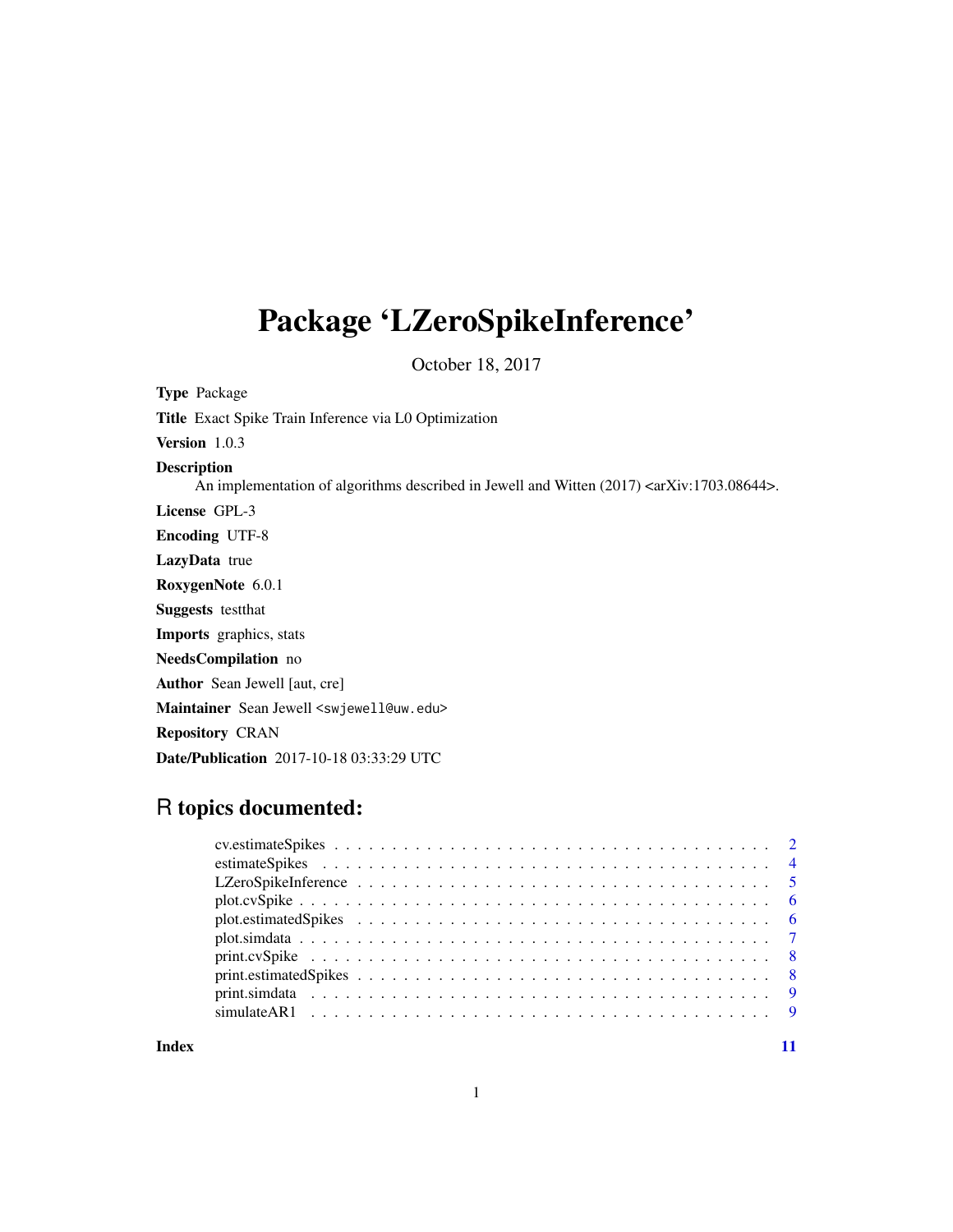# Package 'LZeroSpikeInference'

October 18, 2017

**Type** Package

**Title** Exact Spike Train Inference via L0 Optimization

**Version** 1.0.3

**Description**
An implementation of algorithms described in Jewell and Witten (2017) <arXiv:1703.08644>.

**License** GPL-3

**Encoding** UTF-8

**LazyData** true

**RoxygenNote** 6.0.1

**Suggests** testthat

**Imports** graphics, stats

**NeedsCompilation** no

**Author** Sean Jewell [aut, cre]

**Maintainer** Sean Jewell <swjewell@uw.edu>

**Repository** CRAN

**Date/Publication** 2017-10-18 03:33:29 UTC

## R topics documented:

| | |
|---|---|
| cv.estimateSpikes | 2 |
| estimateSpikes | 4 |
| LZeroSpikeInference | 5 |
| plot.cvSpike | 6 |
| plot.estimatedSpikes | 6 |
| plot.simdata | 7 |
| print.cvSpike | 8 |
| print.estimatedSpikes | 8 |
| print.simdata | 9 |
| simulateAR1 | 9 |

**Index** 11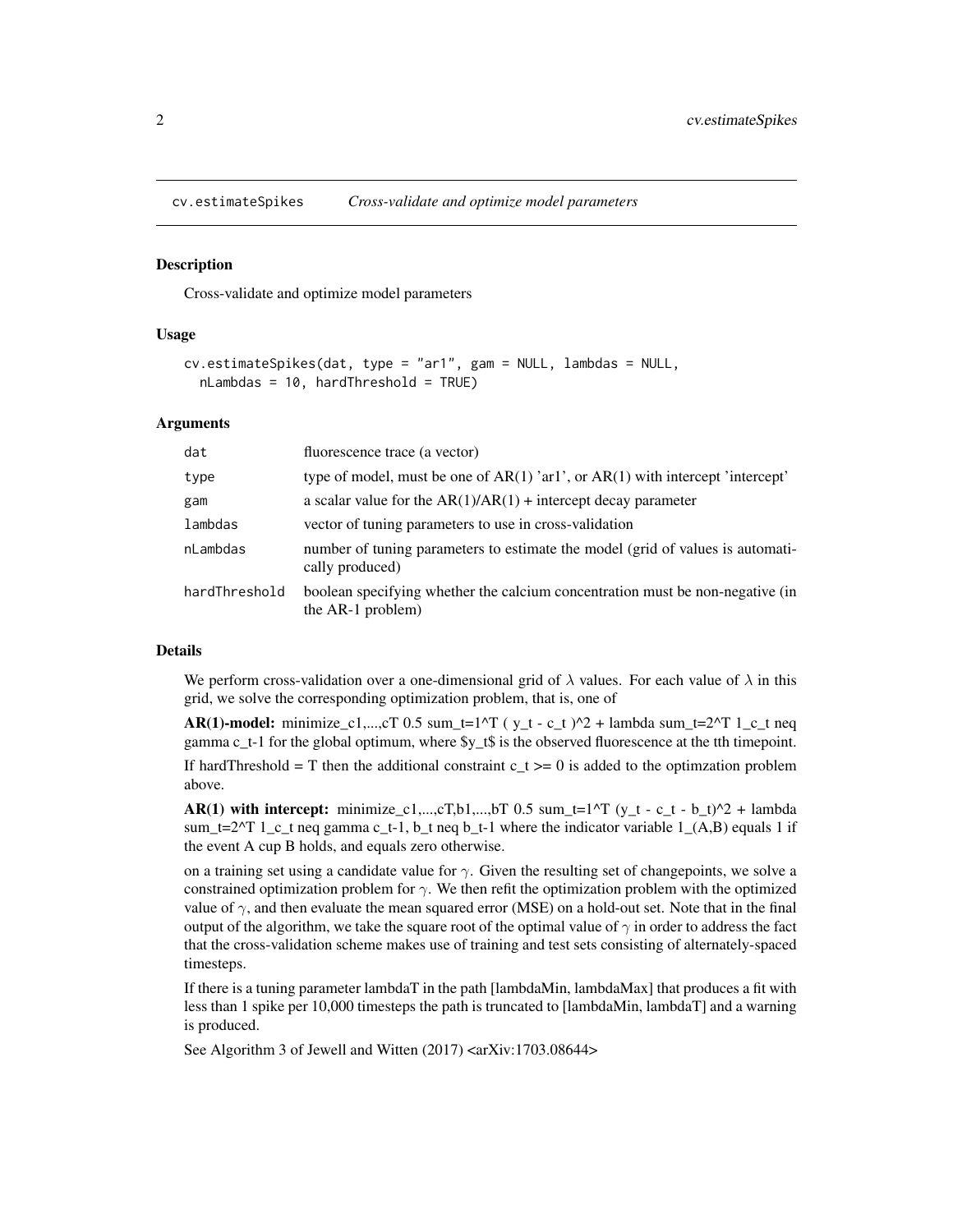# cv.estimateSpikes *Cross-validate and optimize model parameters*

## Description

Cross-validate and optimize model parameters

## Usage

```
cv.estimateSpikes(dat, type = "ar1", gam = NULL, lambdas = NULL,
  nLambdas = 10, hardThreshold = TRUE)
```

## Arguments

| | |
|---|---|
| dat | fluorescence trace (a vector) |
| type | type of model, must be one of AR(1) 'ar1', or AR(1) with intercept 'intercept' |
| gam | a scalar value for the AR(1)/AR(1) + intercept decay parameter |
| lambdas | vector of tuning parameters to use in cross-validation |
| nLambdas | number of tuning parameters to estimate the model (grid of values is automatically produced) |
| hardThreshold | boolean specifying whether the calcium concentration must be non-negative (in the AR-1 problem) |

## Details

We perform cross-validation over a one-dimensional grid of $\lambda$ values. For each value of $\lambda$ in this grid, we solve the corresponding optimization problem, that is, one of

**AR(1)-model:** minimize_c1,...,cT 0.5 sum_t=1^T ( y_t - c_t )^2 + lambda sum_t=2^T 1_c_t neq gamma c_t-1 for the global optimum, where $y_t$ is the observed fluorescence at the tth timepoint.

If hardThreshold = T then the additional constraint c_t >= 0 is added to the optimzation problem above.

**AR(1) with intercept:** minimize_c1,...,cT,b1,...,bT 0.5 sum_t=1^T (y_t - c_t - b_t)^2 + lambda sum_t=2^T 1_c_t neq gamma c_t-1, b_t neq b_t-1 where the indicator variable 1_(A,B) equals 1 if the event A cup B holds, and equals zero otherwise.

on a training set using a candidate value for $\gamma$. Given the resulting set of changepoints, we solve a constrained optimization problem for $\gamma$. We then refit the optimization problem with the optimized value of $\gamma$, and then evaluate the mean squared error (MSE) on a hold-out set. Note that in the final output of the algorithm, we take the square root of the optimal value of $\gamma$ in order to address the fact that the cross-validation scheme makes use of training and test sets consisting of alternately-spaced timesteps.

If there is a tuning parameter lambdaT in the path [lambdaMin, lambdaMax] that produces a fit with less than 1 spike per 10,000 timesteps the path is truncated to [lambdaMin, lambdaT] and a warning is produced.

See Algorithm 3 of Jewell and Witten (2017) <arXiv:1703.08644>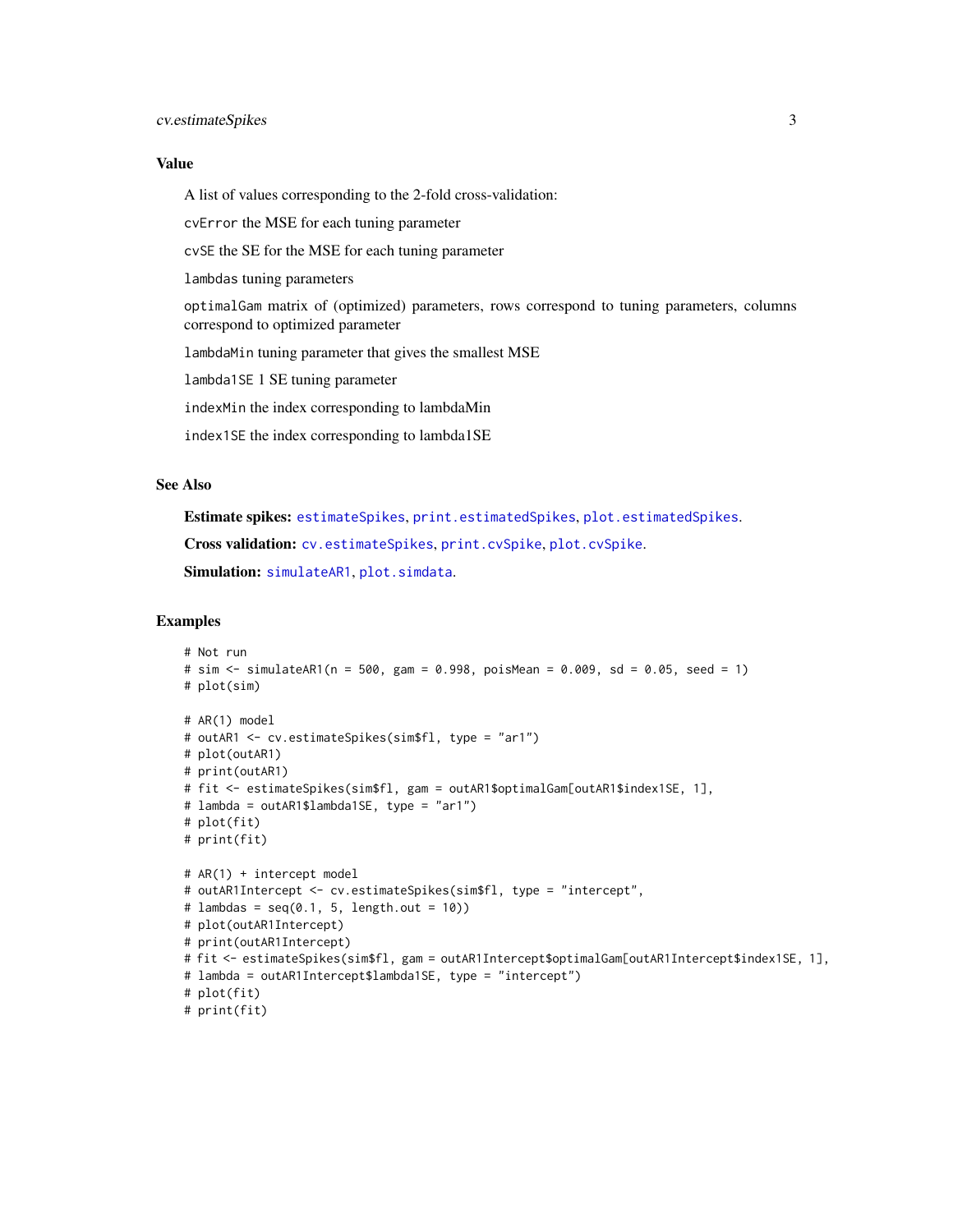## Value

A list of values corresponding to the 2-fold cross-validation:

`cvError` the MSE for each tuning parameter

`cvSE` the SE for the MSE for each tuning parameter

`lambdas` tuning parameters

`optimalGam` matrix of (optimized) parameters, rows correspond to tuning parameters, columns correspond to optimized parameter

`lambdaMin` tuning parameter that gives the smallest MSE

`lambda1SE` 1 SE tuning parameter

`indexMin` the index corresponding to lambdaMin

`index1SE` the index corresponding to lambda1SE

## See Also

**Estimate spikes:** `estimateSpikes`, `print.estimatedSpikes`, `plot.estimatedSpikes`.

**Cross validation:** `cv.estimateSpikes`, `print.cvSpike`, `plot.cvSpike`.

**Simulation:** `simulateAR1`, `plot.simdata`.

## Examples

```
# Not run
# sim <- simulateAR1(n = 500, gam = 0.998, poisMean = 0.009, sd = 0.05, seed = 1)
# plot(sim)

# AR(1) model
# outAR1 <- cv.estimateSpikes(sim$fl, type = "ar1")
# plot(outAR1)
# print(outAR1)
# fit <- estimateSpikes(sim$fl, gam = outAR1$optimalGam[outAR1$index1SE, 1],
# lambda = outAR1$lambda1SE, type = "ar1")
# plot(fit)
# print(fit)

# AR(1) + intercept model
# outAR1Intercept <- cv.estimateSpikes(sim$fl, type = "intercept",
# lambdas = seq(0.1, 5, length.out = 10))
# plot(outAR1Intercept)
# print(outAR1Intercept)
# fit <- estimateSpikes(sim$fl, gam = outAR1Intercept$optimalGam[outAR1Intercept$index1SE, 1],
# lambda = outAR1Intercept$lambda1SE, type = "intercept")
# plot(fit)
# print(fit)
```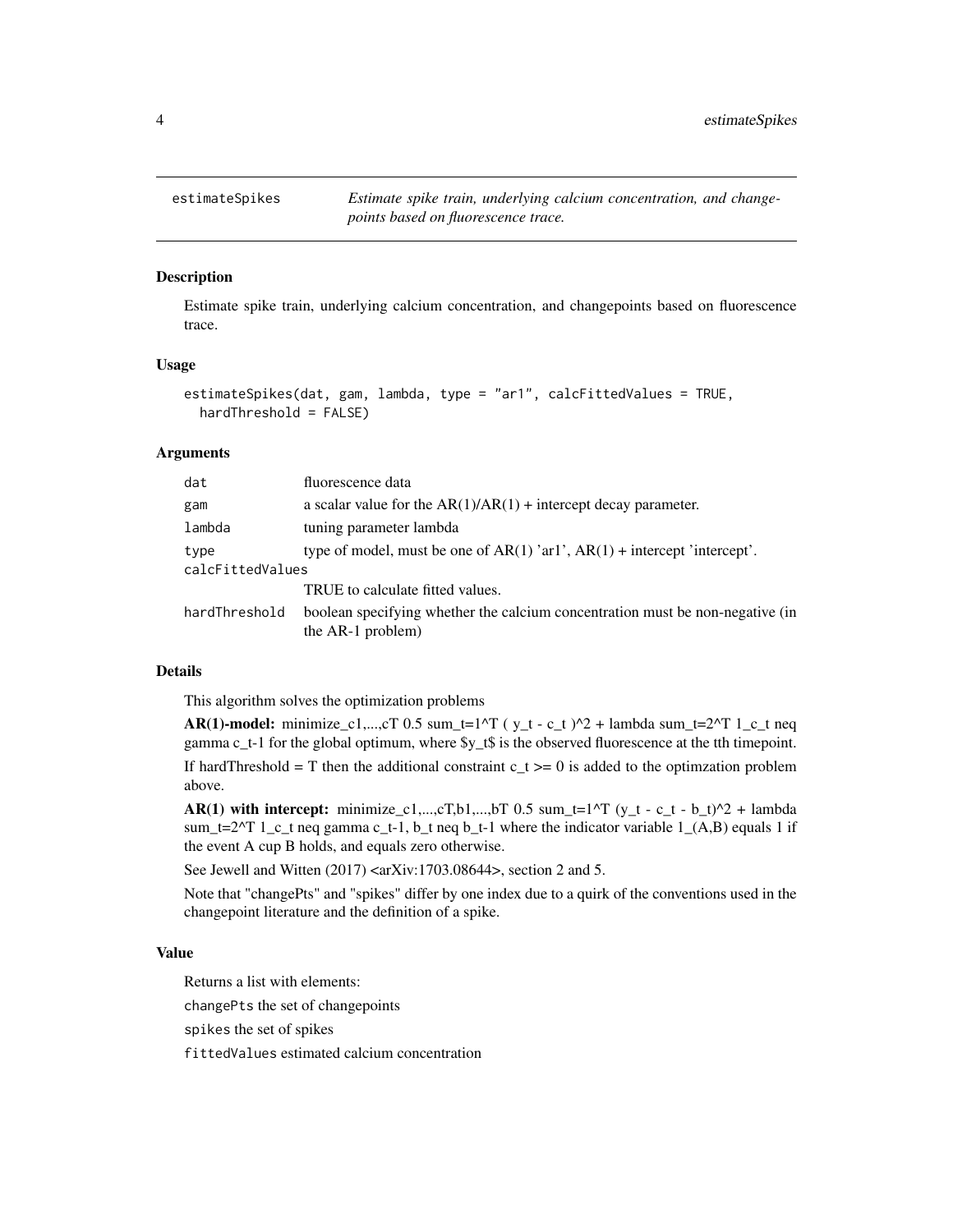# estimateSpikes — *Estimate spike train, underlying calcium concentration, and changepoints based on fluorescence trace.*

## Description

Estimate spike train, underlying calcium concentration, and changepoints based on fluorescence trace.

## Usage

```
estimateSpikes(dat, gam, lambda, type = "ar1", calcFittedValues = TRUE,
  hardThreshold = FALSE)
```

## Arguments

| Argument | Description |
|---|---|
| `dat` | fluorescence data |
| `gam` | a scalar value for the AR(1)/AR(1) + intercept decay parameter. |
| `lambda` | tuning parameter lambda |
| `type` | type of model, must be one of AR(1) 'ar1', AR(1) + intercept 'intercept'. |
| `calcFittedValues` | TRUE to calculate fitted values. |
| `hardThreshold` | boolean specifying whether the calcium concentration must be non-negative (in the AR-1 problem) |

## Details

This algorithm solves the optimization problems

**AR(1)-model:** minimize_c1,...,cT 0.5 sum_t=1^T ( y_t - c_t )^2 + lambda sum_t=2^T 1_c_t neq gamma c_t-1 for the global optimum, where $y_t$ is the observed fluorescence at the tth timepoint.

If hardThreshold = T then the additional constraint c_t >= 0 is added to the optimzation problem above.

**AR(1) with intercept:** minimize_c1,...,cT,b1,...,bT 0.5 sum_t=1^T (y_t - c_t - b_t)^2 + lambda sum_t=2^T 1_c_t neq gamma c_t-1, b_t neq b_t-1 where the indicator variable 1_(A,B) equals 1 if the event A cup B holds, and equals zero otherwise.

See Jewell and Witten (2017) <arXiv:1703.08644>, section 2 and 5.

Note that "changePts" and "spikes" differ by one index due to a quirk of the conventions used in the changepoint literature and the definition of a spike.

## Value

Returns a list with elements:

`changePts` the set of changepoints

`spikes` the set of spikes

`fittedValues` estimated calcium concentration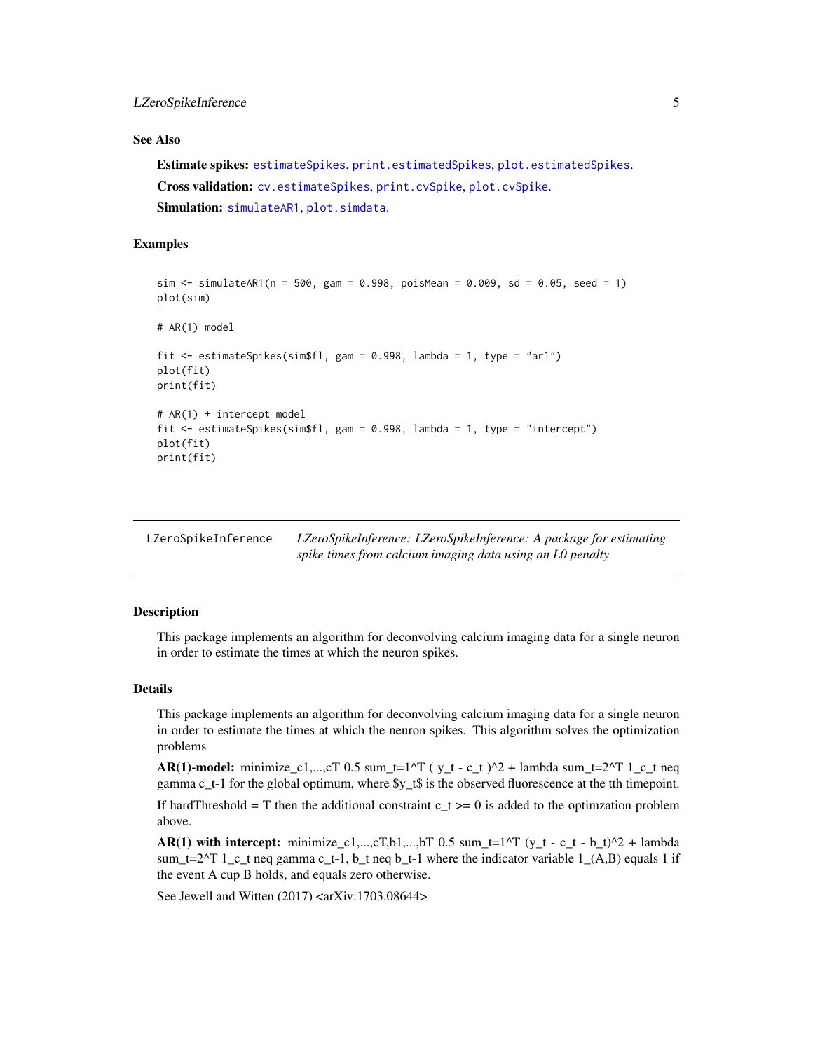### See Also

**Estimate spikes:** estimateSpikes, print.estimatedSpikes, plot.estimatedSpikes.

**Cross validation:** cv.estimateSpikes, print.cvSpike, plot.cvSpike.

**Simulation:** simulateAR1, plot.simdata.

### Examples

```
sim <- simulateAR1(n = 500, gam = 0.998, poisMean = 0.009, sd = 0.05, seed = 1)
plot(sim)

# AR(1) model

fit <- estimateSpikes(sim$fl, gam = 0.998, lambda = 1, type = "ar1")
plot(fit)
print(fit)

# AR(1) + intercept model
fit <- estimateSpikes(sim$fl, gam = 0.998, lambda = 1, type = "intercept")
plot(fit)
print(fit)
```

---

## LZeroSpikeInference — *LZeroSpikeInference: LZeroSpikeInference: A package for estimating spike times from calcium imaging data using an L0 penalty*

---

### Description

This package implements an algorithm for deconvolving calcium imaging data for a single neuron in order to estimate the times at which the neuron spikes.

### Details

This package implements an algorithm for deconvolving calcium imaging data for a single neuron in order to estimate the times at which the neuron spikes. This algorithm solves the optimization problems

**AR(1)-model:** minimize_c1,...,cT 0.5 sum_t=1^T ( y_t - c_t )^2 + lambda sum_t=2^T 1_c_t neq gamma c_t-1 for the global optimum, where $y_t$ is the observed fluorescence at the tth timepoint.

If hardThreshold = T then the additional constraint c_t >= 0 is added to the optimzation problem above.

**AR(1) with intercept:** minimize_c1,...,cT,b1,...,bT 0.5 sum_t=1^T (y_t - c_t - b_t)^2 + lambda sum_t=2^T 1_c_t neq gamma c_t-1, b_t neq b_t-1 where the indicator variable 1_(A,B) equals 1 if the event A cup B holds, and equals zero otherwise.

See Jewell and Witten (2017) <arXiv:1703.08644>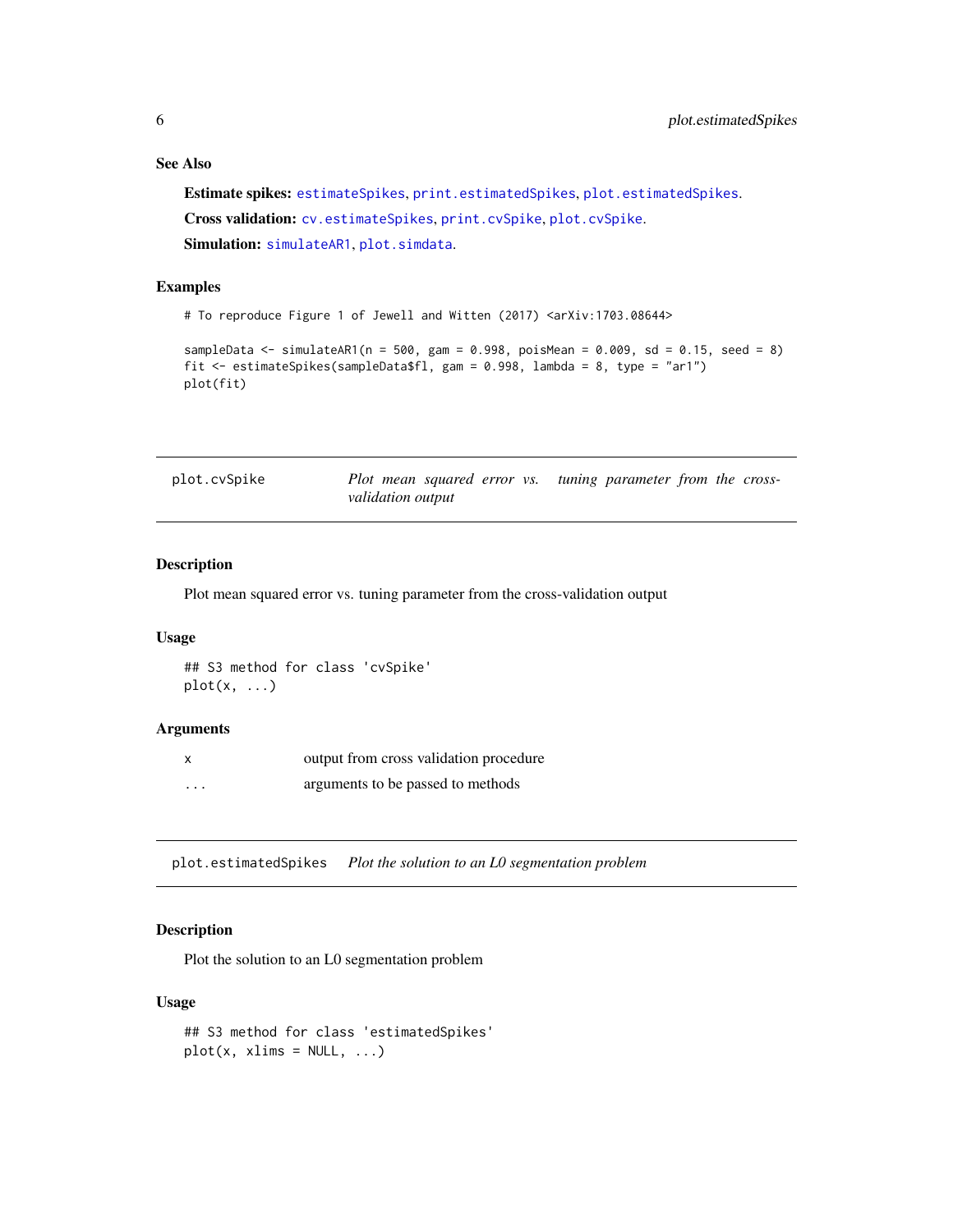### See Also

**Estimate spikes:** estimateSpikes, print.estimatedSpikes, plot.estimatedSpikes.

**Cross validation:** cv.estimateSpikes, print.cvSpike, plot.cvSpike.

**Simulation:** simulateAR1, plot.simdata.

### Examples

```
# To reproduce Figure 1 of Jewell and Witten (2017) <arXiv:1703.08644>

sampleData <- simulateAR1(n = 500, gam = 0.998, poisMean = 0.009, sd = 0.15, seed = 8)
fit <- estimateSpikes(sampleData$fl, gam = 0.998, lambda = 8, type = "ar1")
plot(fit)
```

---

## plot.cvSpike — *Plot mean squared error vs. tuning parameter from the cross-validation output*

### Description

Plot mean squared error vs. tuning parameter from the cross-validation output

### Usage

```
## S3 method for class 'cvSpike'
plot(x, ...)
```

### Arguments

| | |
|---|---|
| x | output from cross validation procedure |
| ... | arguments to be passed to methods |

---

## plot.estimatedSpikes — *Plot the solution to an L0 segmentation problem*

### Description

Plot the solution to an L0 segmentation problem

### Usage

```
## S3 method for class 'estimatedSpikes'
plot(x, xlims = NULL, ...)
```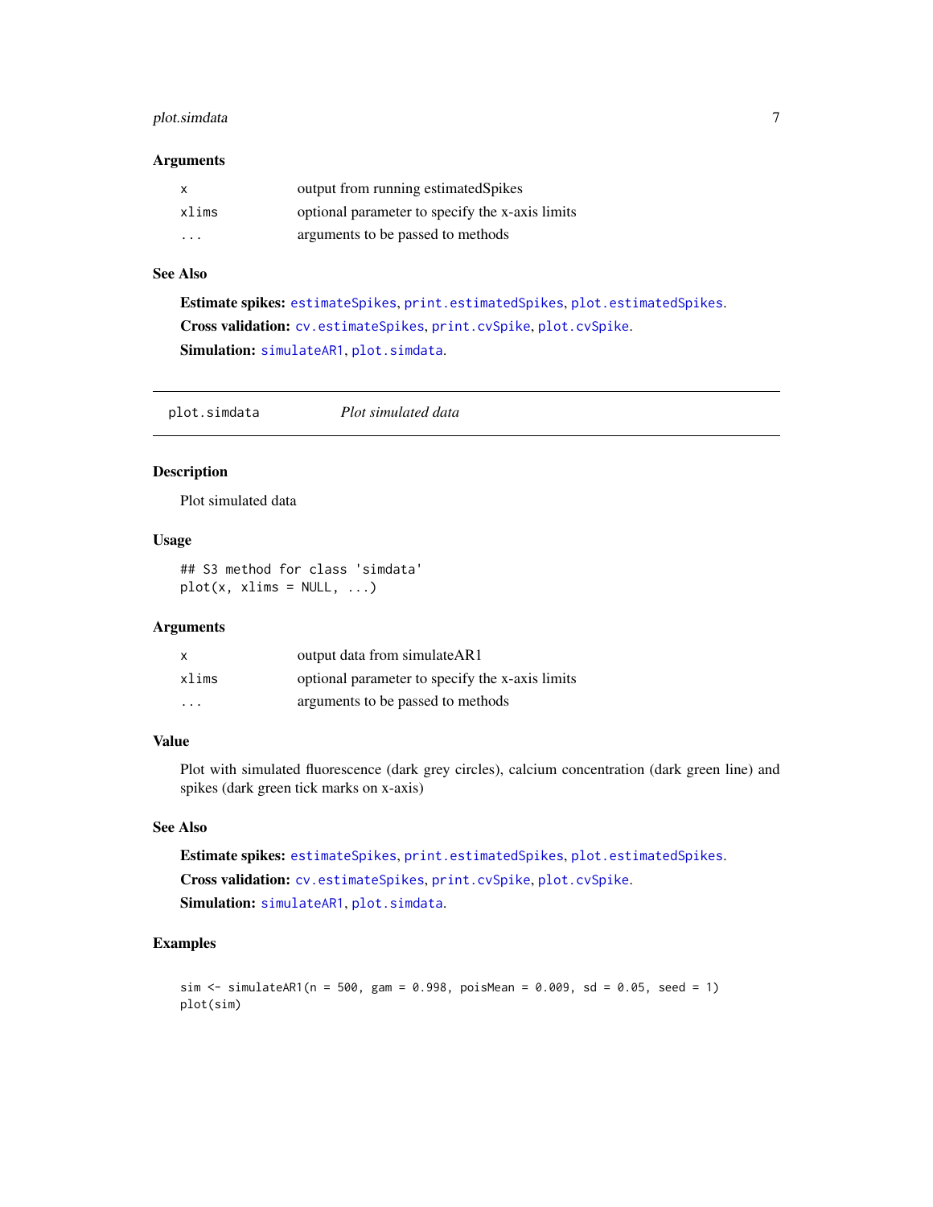### Arguments

| | |
|---|---|
| x | output from running estimatedSpikes |
| xlims | optional parameter to specify the x-axis limits |
| ... | arguments to be passed to methods |

### See Also

**Estimate spikes:** `estimateSpikes`, `print.estimatedSpikes`, `plot.estimatedSpikes`.

**Cross validation:** `cv.estimateSpikes`, `print.cvSpike`, `plot.cvSpike`.

**Simulation:** `simulateAR1`, `plot.simdata`.

---

## plot.simdata — *Plot simulated data*

### Description

Plot simulated data

### Usage

```
## S3 method for class 'simdata'
plot(x, xlims = NULL, ...)
```

### Arguments

| | |
|---|---|
| x | output data from simulateAR1 |
| xlims | optional parameter to specify the x-axis limits |
| ... | arguments to be passed to methods |

### Value

Plot with simulated fluorescence (dark grey circles), calcium concentration (dark green line) and spikes (dark green tick marks on x-axis)

### See Also

**Estimate spikes:** `estimateSpikes`, `print.estimatedSpikes`, `plot.estimatedSpikes`.

**Cross validation:** `cv.estimateSpikes`, `print.cvSpike`, `plot.cvSpike`.

**Simulation:** `simulateAR1`, `plot.simdata`.

### Examples

```
sim <- simulateAR1(n = 500, gam = 0.998, poisMean = 0.009, sd = 0.05, seed = 1)
plot(sim)
```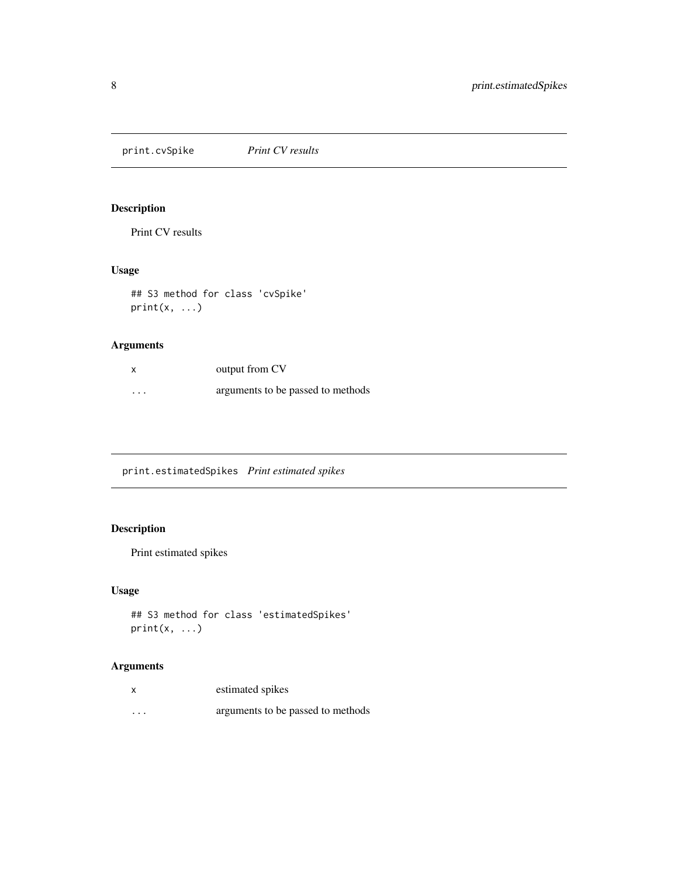## print.cvSpike — *Print CV results*

### Description

Print CV results

### Usage

```
## S3 method for class 'cvSpike'
print(x, ...)
```

### Arguments

| | |
|---|---|
| x | output from CV |
| ... | arguments to be passed to methods |

## print.estimatedSpikes — *Print estimated spikes*

### Description

Print estimated spikes

### Usage

```
## S3 method for class 'estimatedSpikes'
print(x, ...)
```

### Arguments

| | |
|---|---|
| x | estimated spikes |
| ... | arguments to be passed to methods |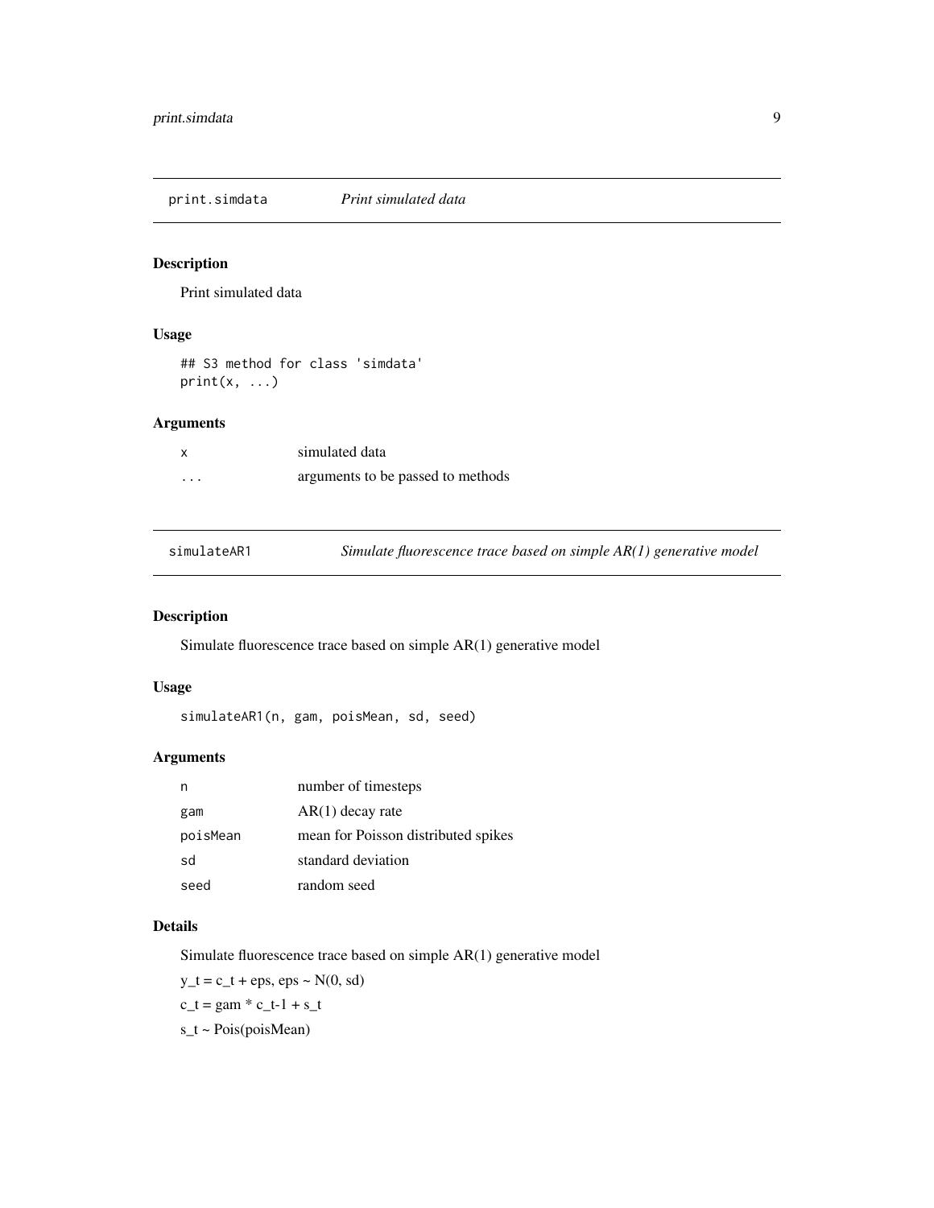## print.simdata *Print simulated data*

### Description

Print simulated data

### Usage

```
## S3 method for class 'simdata'
print(x, ...)
```

### Arguments

| | |
|---|---|
| x | simulated data |
| ... | arguments to be passed to methods |

## simulateAR1 *Simulate fluorescence trace based on simple AR(1) generative model*

### Description

Simulate fluorescence trace based on simple AR(1) generative model

### Usage

```
simulateAR1(n, gam, poisMean, sd, seed)
```

### Arguments

| | |
|---|---|
| n | number of timesteps |
| gam | AR(1) decay rate |
| poisMean | mean for Poisson distributed spikes |
| sd | standard deviation |
| seed | random seed |

### Details

Simulate fluorescence trace based on simple AR(1) generative model

$y_t = c_t + eps$, $eps \sim N(0, sd)$

$c_t = gam * c_{t-1} + s_t$

$s_t \sim Pois(poisMean)$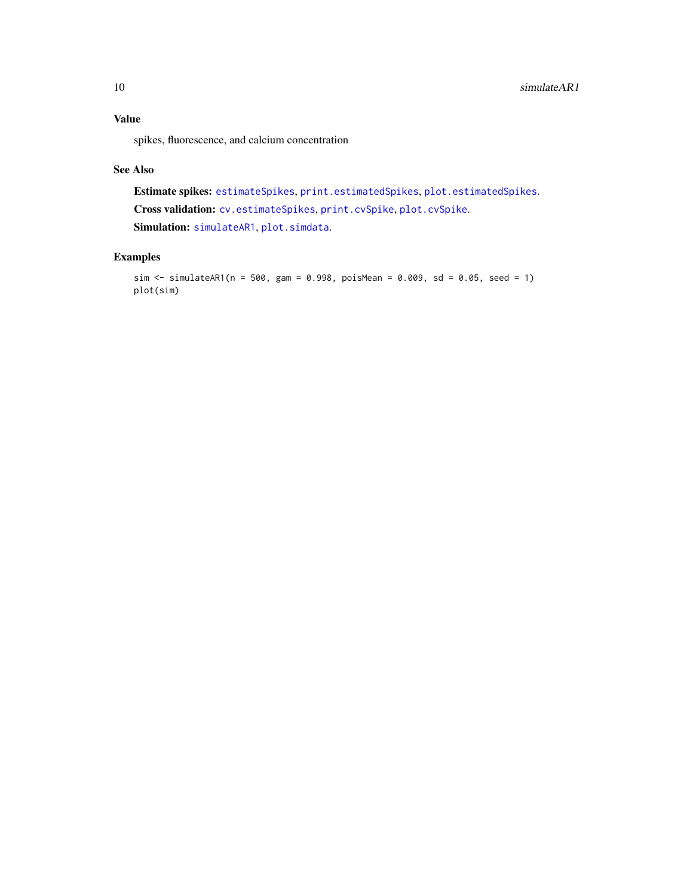## Value

spikes, fluorescence, and calcium concentration

## See Also

**Estimate spikes:** `estimateSpikes`, `print.estimatedSpikes`, `plot.estimatedSpikes`.

**Cross validation:** `cv.estimateSpikes`, `print.cvSpike`, `plot.cvSpike`.

**Simulation:** `simulateAR1`, `plot.simdata`.

## Examples

```
sim <- simulateAR1(n = 500, gam = 0.998, poisMean = 0.009, sd = 0.05, seed = 1)
plot(sim)
```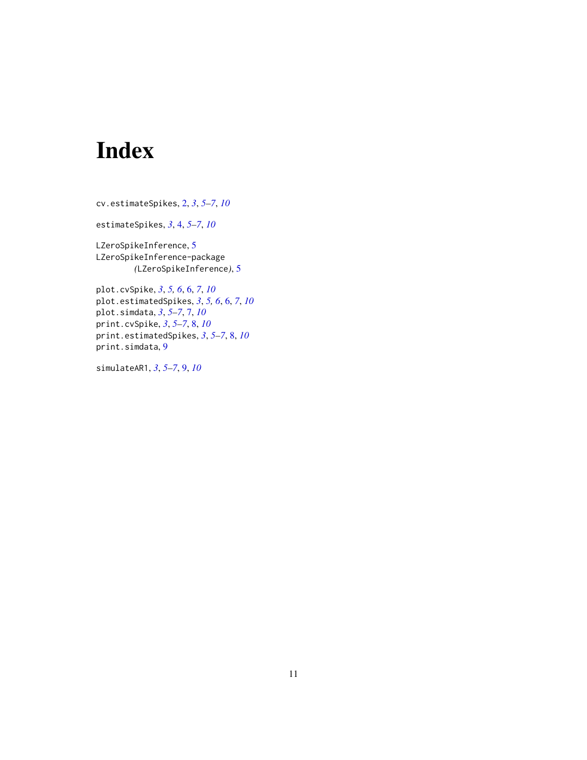# Index

cv.estimateSpikes, 2, *3*, *5–7*, *10*

estimateSpikes, *3*, 4, *5–7*, *10*

LZeroSpikeInference, 5
LZeroSpikeInference-package
    (LZeroSpikeInference), 5

plot.cvSpike, *3*, *5, 6*, 6, *7*, *10*
plot.estimatedSpikes, *3*, *5, 6*, 6, *7*, *10*
plot.simdata, *3*, *5–7*, 7, *10*
print.cvSpike, *3*, *5–7*, 8, *10*
print.estimatedSpikes, *3*, *5–7*, 8, *10*
print.simdata, 9

simulateAR1, *3*, *5–7*, 9, *10*